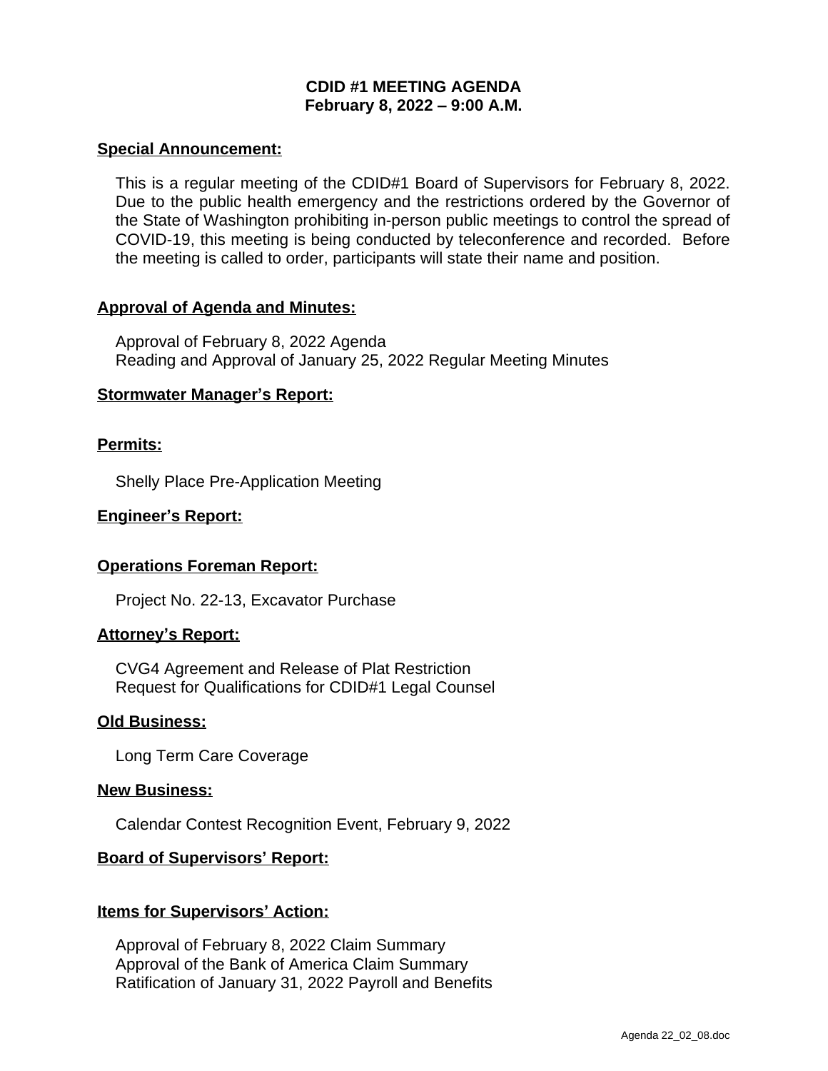# CDID #1 MEETING AGENDA
## February 8, 2022 – 9:00 A.M.

**Special Announcement:**

This is a regular meeting of the CDID#1 Board of Supervisors for February 8, 2022. Due to the public health emergency and the restrictions ordered by the Governor of the State of Washington prohibiting in-person public meetings to control the spread of COVID-19, this meeting is being conducted by teleconference and recorded. Before the meeting is called to order, participants will state their name and position.

**Approval of Agenda and Minutes:**

Approval of February 8, 2022 Agenda
Reading and Approval of January 25, 2022 Regular Meeting Minutes

**Stormwater Manager's Report:**

**Permits:**

Shelly Place Pre-Application Meeting

**Engineer's Report:**

**Operations Foreman Report:**

Project No. 22-13, Excavator Purchase

**Attorney's Report:**

CVG4 Agreement and Release of Plat Restriction
Request for Qualifications for CDID#1 Legal Counsel

**Old Business:**

Long Term Care Coverage

**New Business:**

Calendar Contest Recognition Event, February 9, 2022

**Board of Supervisors' Report:**

**Items for Supervisors' Action:**

Approval of February 8, 2022 Claim Summary
Approval of the Bank of America Claim Summary
Ratification of January 31, 2022 Payroll and Benefits

Agenda 22_02_08.doc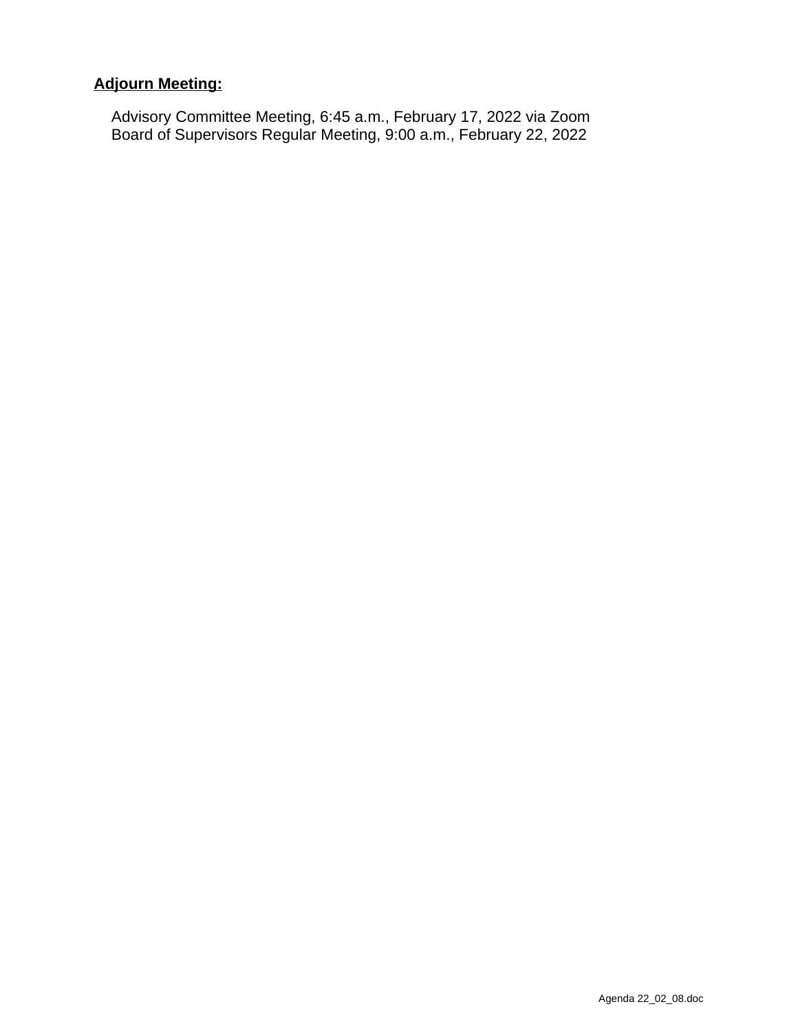**Adjourn Meeting:**

Advisory Committee Meeting, 6:45 a.m., February 17, 2022 via Zoom
Board of Supervisors Regular Meeting, 9:00 a.m., February 22, 2022